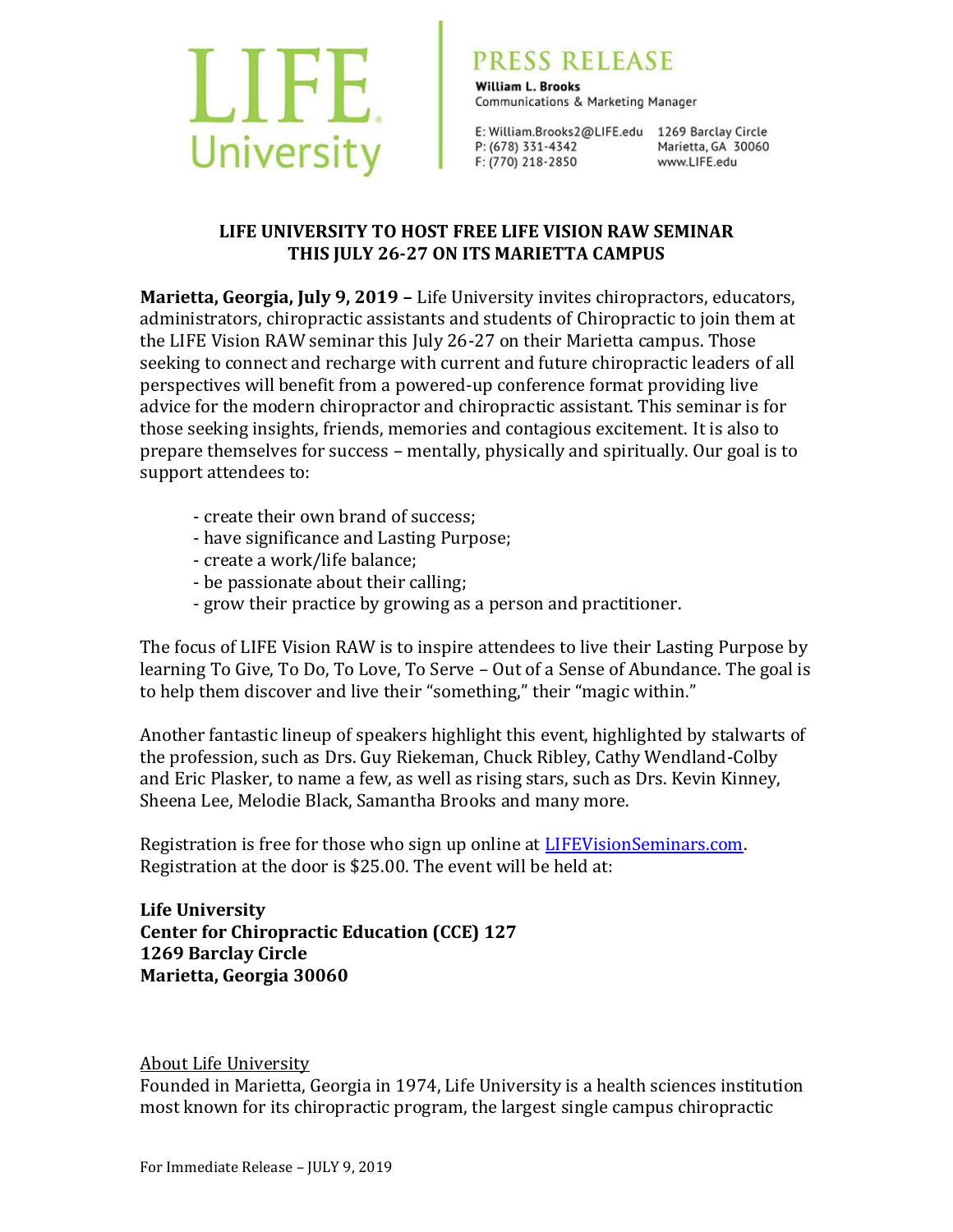LIFE University

# PRESS RELEASE

**William L. Brooks**
Communications & Marketing Manager

E: William.Brooks2@LIFE.edu
P: (678) 331-4342
F: (770) 218-2850

1269 Barclay Circle
Marietta, GA 30060
www.LIFE.edu

## LIFE UNIVERSITY TO HOST FREE LIFE VISION RAW SEMINAR THIS JULY 26-27 ON ITS MARIETTA CAMPUS

**Marietta, Georgia, July 9, 2019 –** Life University invites chiropractors, educators, administrators, chiropractic assistants and students of Chiropractic to join them at the LIFE Vision RAW seminar this July 26-27 on their Marietta campus. Those seeking to connect and recharge with current and future chiropractic leaders of all perspectives will benefit from a powered-up conference format providing live advice for the modern chiropractor and chiropractic assistant. This seminar is for those seeking insights, friends, memories and contagious excitement. It is also to prepare themselves for success – mentally, physically and spiritually. Our goal is to support attendees to:

- create their own brand of success;
- have significance and Lasting Purpose;
- create a work/life balance;
- be passionate about their calling;
- grow their practice by growing as a person and practitioner.

The focus of LIFE Vision RAW is to inspire attendees to live their Lasting Purpose by learning To Give, To Do, To Love, To Serve – Out of a Sense of Abundance. The goal is to help them discover and live their "something," their "magic within."

Another fantastic lineup of speakers highlight this event, highlighted by stalwarts of the profession, such as Drs. Guy Riekeman, Chuck Ribley, Cathy Wendland-Colby and Eric Plasker, to name a few, as well as rising stars, such as Drs. Kevin Kinney, Sheena Lee, Melodie Black, Samantha Brooks and many more.

Registration is free for those who sign up online at LIFEVisionSeminars.com. Registration at the door is $25.00. The event will be held at:

**Life University**
**Center for Chiropractic Education (CCE) 127**
**1269 Barclay Circle**
**Marietta, Georgia 30060**

About Life University

Founded in Marietta, Georgia in 1974, Life University is a health sciences institution most known for its chiropractic program, the largest single campus chiropractic

For Immediate Release – JULY 9, 2019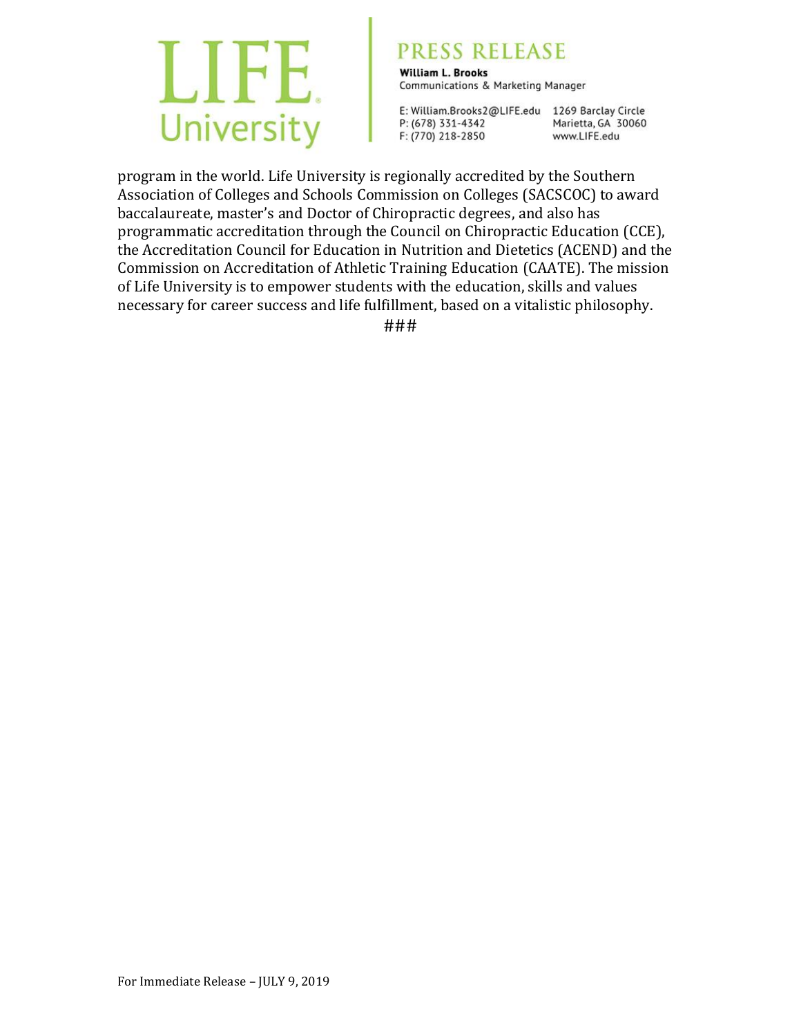program in the world. Life University is regionally accredited by the Southern Association of Colleges and Schools Commission on Colleges (SACSCOC) to award baccalaureate, master's and Doctor of Chiropractic degrees, and also has programmatic accreditation through the Council on Chiropractic Education (CCE), the Accreditation Council for Education in Nutrition and Dietetics (ACEND) and the Commission on Accreditation of Athletic Training Education (CAATE). The mission of Life University is to empower students with the education, skills and values necessary for career success and life fulfillment, based on a vitalistic philosophy.

###